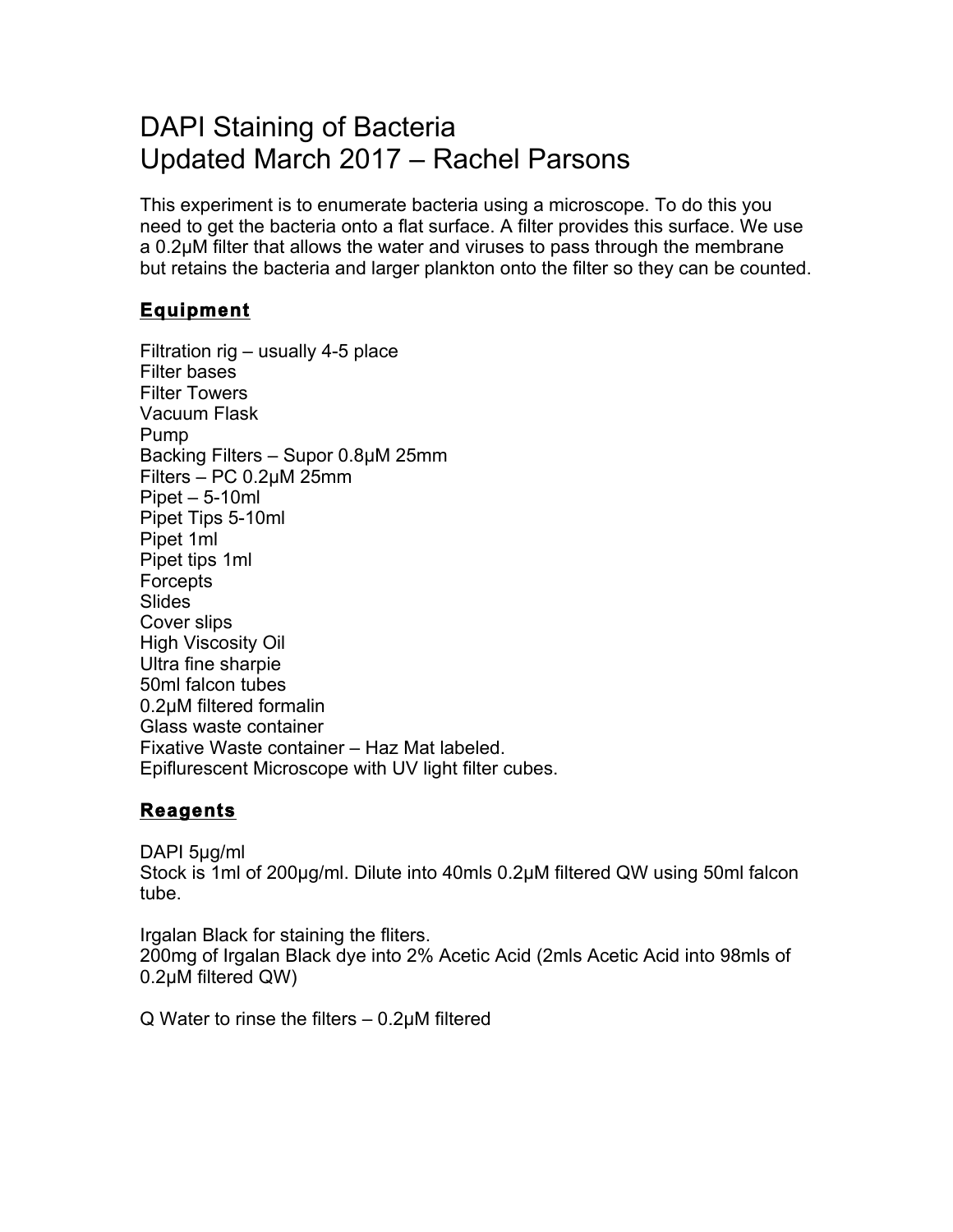# DAPI Staining of Bacteria
# Updated March 2017 – Rachel Parsons

This experiment is to enumerate bacteria using a microscope. To do this you need to get the bacteria onto a flat surface. A filter provides this surface. We use a 0.2μM filter that allows the water and viruses to pass through the membrane but retains the bacteria and larger plankton onto the filter so they can be counted.

## Equipment

Filtration rig – usually 4-5 place
Filter bases
Filter Towers
Vacuum Flask
Pump
Backing Filters – Supor 0.8μM 25mm
Filters – PC 0.2μM 25mm
Pipet – 5-10ml
Pipet Tips 5-10ml
Pipet 1ml
Pipet tips 1ml
Forcepts
Slides
Cover slips
High Viscosity Oil
Ultra fine sharpie
50ml falcon tubes
0.2μM filtered formalin
Glass waste container
Fixative Waste container – Haz Mat labeled.
Epiflurescent Microscope with UV light filter cubes.

## Reagents

DAPI 5μg/ml
Stock is 1ml of 200μg/ml. Dilute into 40mls 0.2μM filtered QW using 50ml falcon tube.

Irgalan Black for staining the fliters.
200mg of Irgalan Black dye into 2% Acetic Acid (2mls Acetic Acid into 98mls of 0.2μM filtered QW)

Q Water to rinse the filters – 0.2μM filtered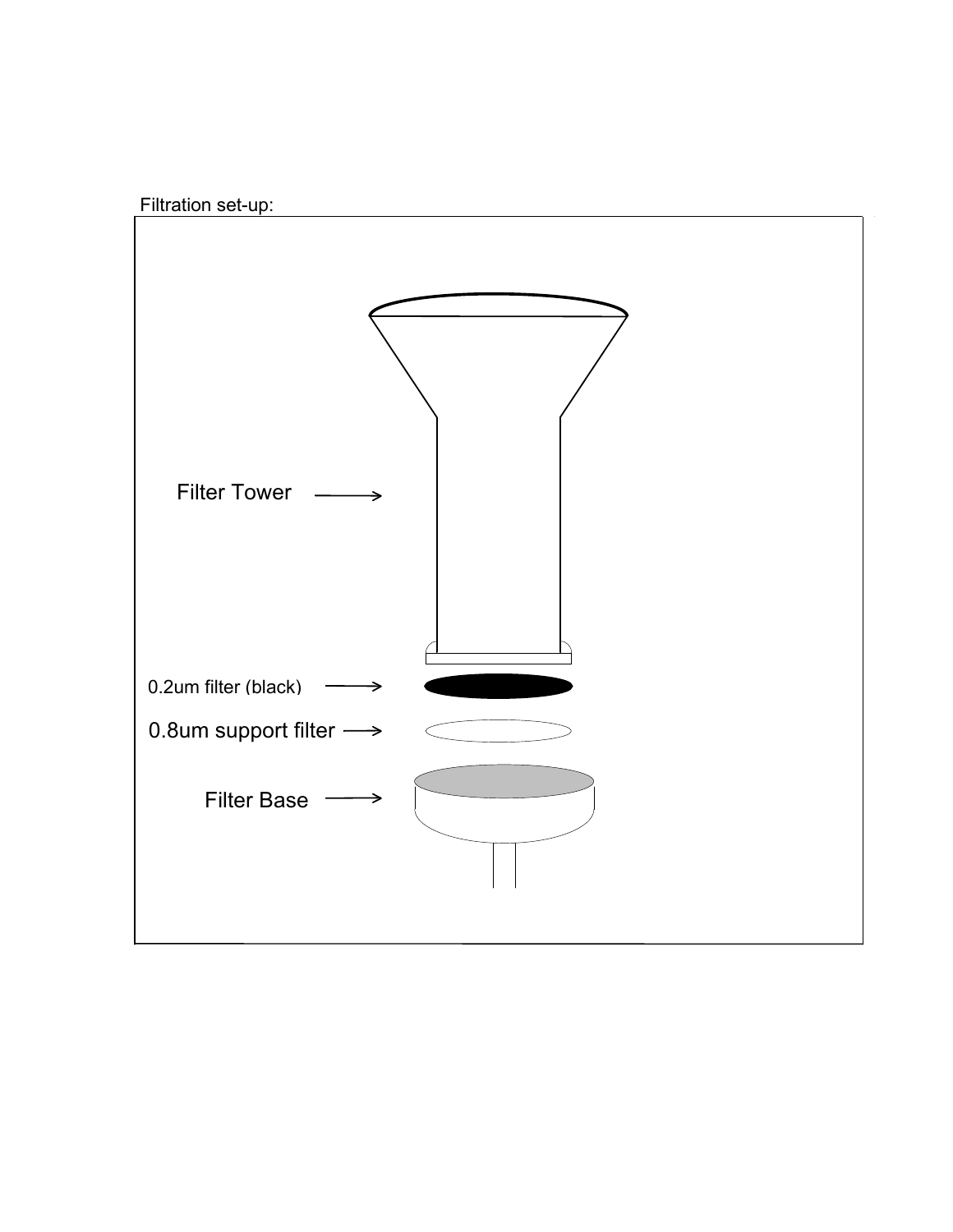Filtration set-up:

Filter Tower

0.2um filter (black)

0.8um support filter

Filter Base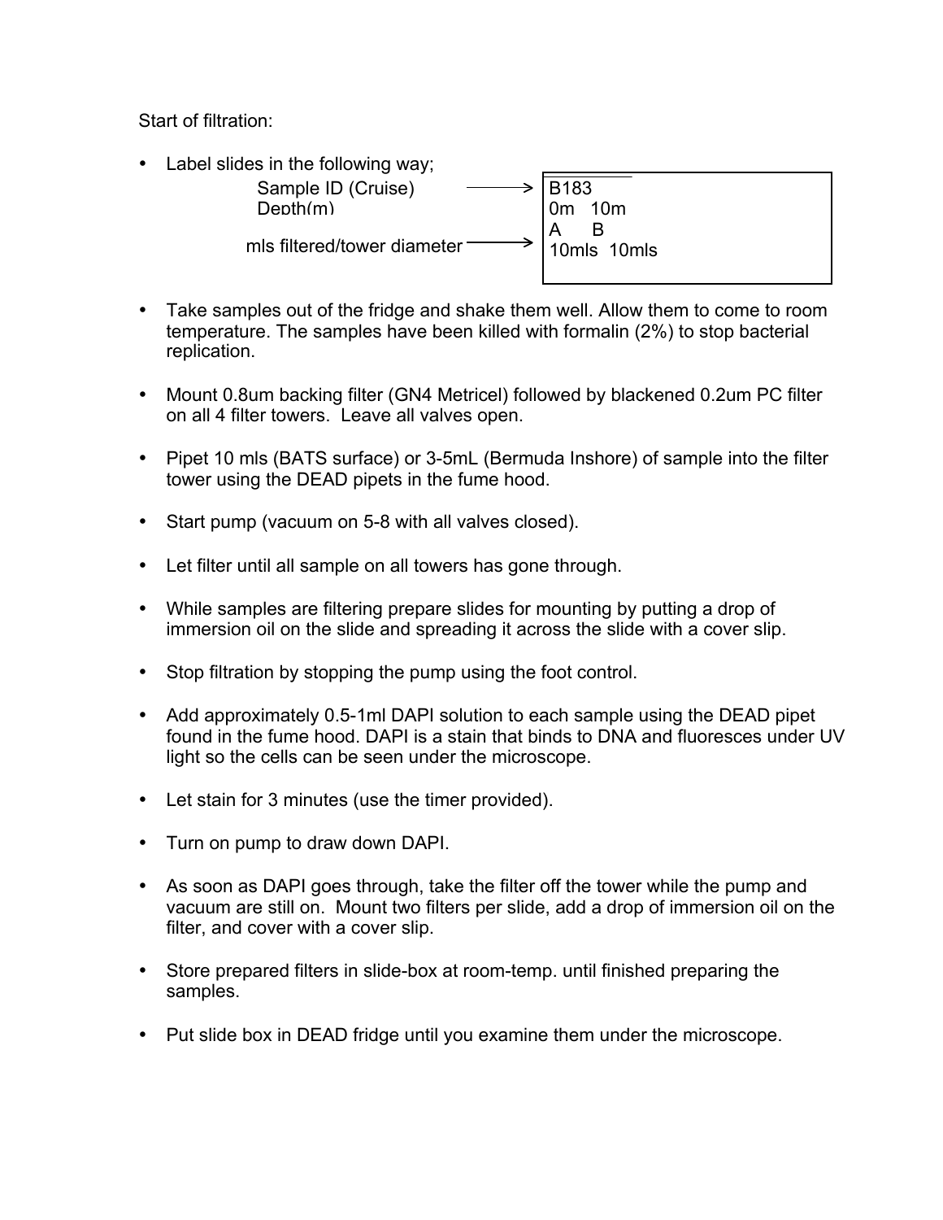Start of filtration:

- Label slides in the following way;

Sample ID (Cruise) → B183
Depth(m) → 0m 10m
A B
mls filtered/tower diameter → 10mls 10mls

- Take samples out of the fridge and shake them well. Allow them to come to room temperature. The samples have been killed with formalin (2%) to stop bacterial replication.

- Mount 0.8um backing filter (GN4 Metricel) followed by blackened 0.2um PC filter on all 4 filter towers. Leave all valves open.

- Pipet 10 mls (BATS surface) or 3-5mL (Bermuda Inshore) of sample into the filter tower using the DEAD pipets in the fume hood.

- Start pump (vacuum on 5-8 with all valves closed).

- Let filter until all sample on all towers has gone through.

- While samples are filtering prepare slides for mounting by putting a drop of immersion oil on the slide and spreading it across the slide with a cover slip.

- Stop filtration by stopping the pump using the foot control.

- Add approximately 0.5-1ml DAPI solution to each sample using the DEAD pipet found in the fume hood. DAPI is a stain that binds to DNA and fluoresces under UV light so the cells can be seen under the microscope.

- Let stain for 3 minutes (use the timer provided).

- Turn on pump to draw down DAPI.

- As soon as DAPI goes through, take the filter off the tower while the pump and vacuum are still on. Mount two filters per slide, add a drop of immersion oil on the filter, and cover with a cover slip.

- Store prepared filters in slide-box at room-temp. until finished preparing the samples.

- Put slide box in DEAD fridge until you examine them under the microscope.